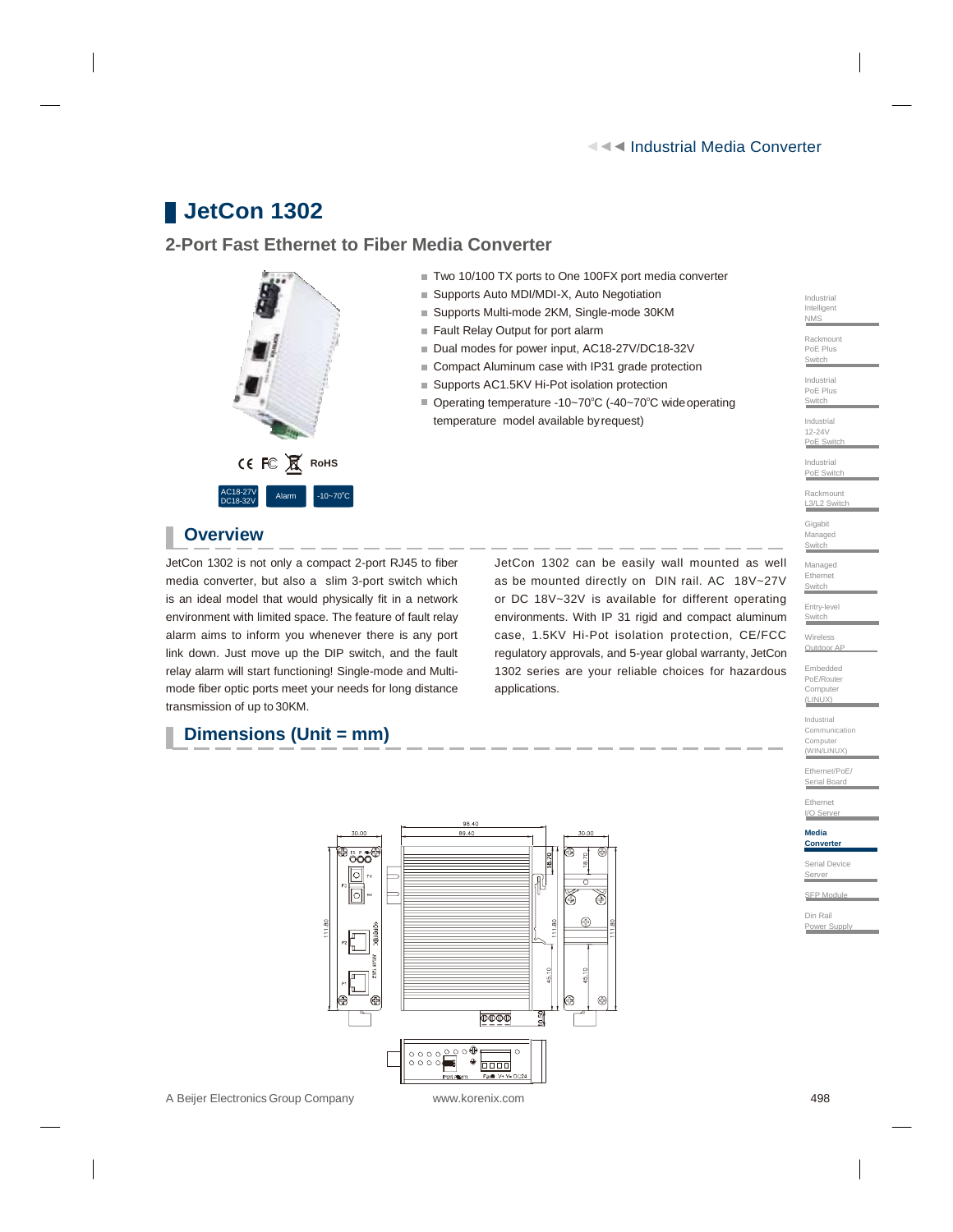# JetCon 1302

## 2-Port Fast Ethernet to Fiber Media Converter

- Two 10/100 TX ports to One 100FX port media converter
- Supports Auto MDI/MDI-X, Auto Negotiation
- Supports Multi-mode 2KM, Single-mode 30KM
- Fault Relay Output for port alarm
- Dual modes for power input, AC18-27V/DC18-32V
- Compact Aluminum case with IP31 grade protection
- Supports AC1.5KV Hi-Pot isolation protection
- Operating temperature -10~70°C (-40~70°C wide operating temperature model available by request)

CE FC RoHS

AC18-27V DC18-32V | Alarm | -10~70°C

## Overview

JetCon 1302 is not only a compact 2-port RJ45 to fiber media converter, but also a slim 3-port switch which is an ideal model that would physically fit in a network environment with limited space. The feature of fault relay alarm aims to inform you whenever there is any port link down. Just move up the DIP switch, and the fault relay alarm will start functioning! Single-mode and Multi-mode fiber optic ports meet your needs for long distance transmission of up to 30KM.

JetCon 1302 can be easily wall mounted as well as be mounted directly on DIN rail. AC 18V~27V or DC 18V~32V is available for different operating environments. With IP 31 rigid and compact aluminum case, 1.5KV Hi-Pot isolation protection, CE/FCC regulatory approvals, and 5-year global warranty, JetCon 1302 series are your reliable choices for hazardous applications.

## Dimensions (Unit = mm)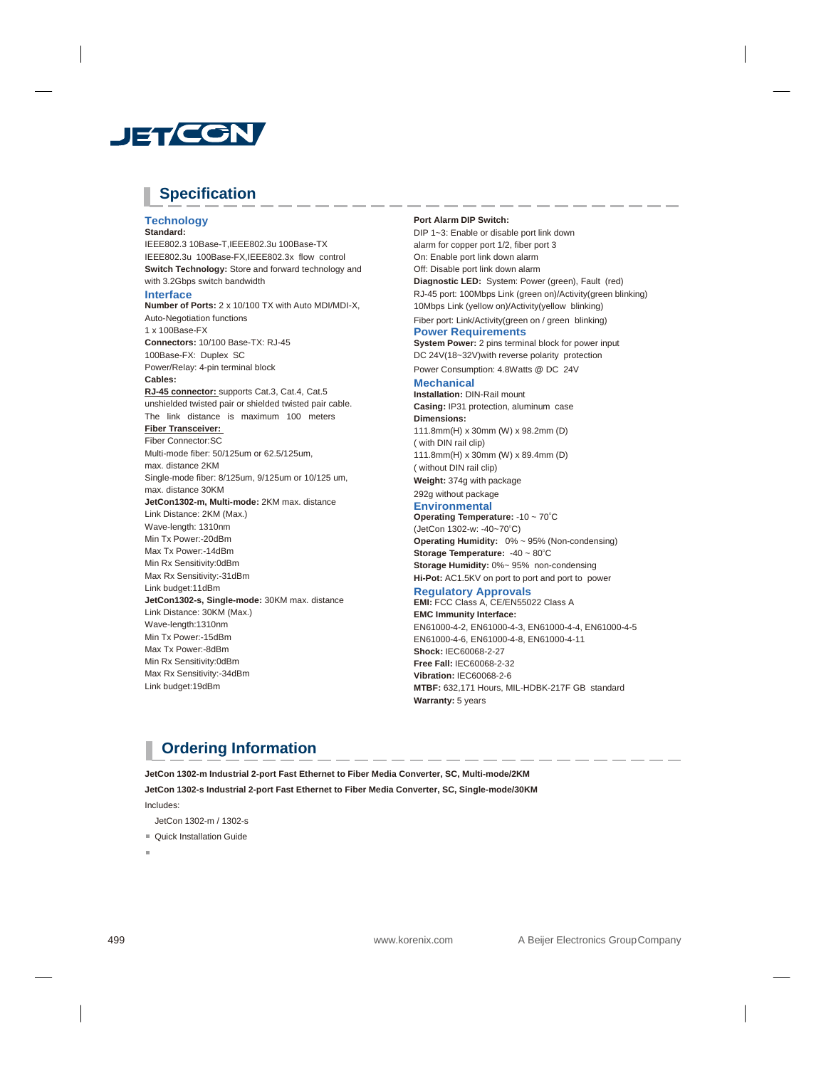JETCON

## Specification

### Technology

**Standard:**
IEEE802.3 10Base-T,IEEE802.3u 100Base-TX
IEEE802.3u 100Base-FX,IEEE802.3x flow control
**Switch Technology:** Store and forward technology and with 3.2Gbps switch bandwidth

### Interface

**Number of Ports:** 2 x 10/100 TX with Auto MDI/MDI-X, Auto-Negotiation functions
1 x 100Base-FX
**Connectors:** 10/100 Base-TX: RJ-45
100Base-FX: Duplex SC
Power/Relay: 4-pin terminal block
**Cables:**
**RJ-45 connector:** supports Cat.3, Cat.4, Cat.5 unshielded twisted pair or shielded twisted pair cable. The link distance is maximum 100 meters
**Fiber Transceiver:**
Fiber Connector:SC
Multi-mode fiber: 50/125um or 62.5/125um, max. distance 2KM
Single-mode fiber: 8/125um, 9/125um or 10/125 um, max. distance 30KM
**JetCon1302-m, Multi-mode:** 2KM max. distance
Link Distance: 2KM (Max.)
Wave-length: 1310nm
Min Tx Power:-20dBm
Max Tx Power:-14dBm
Min Rx Sensitivity:0dBm
Max Rx Sensitivity:-31dBm
Link budget:11dBm
**JetCon1302-s, Single-mode:** 30KM max. distance
Link Distance: 30KM (Max.)
Wave-length:1310nm
Min Tx Power:-15dBm
Max Tx Power:-8dBm
Min Rx Sensitivity:0dBm
Max Rx Sensitivity:-34dBm
Link budget:19dBm

**Port Alarm DIP Switch:**
DIP 1~3: Enable or disable port link down alarm for copper port 1/2, fiber port 3
On: Enable port link down alarm
Off: Disable port link down alarm
**Diagnostic LED:** System: Power (green), Fault (red)
RJ-45 port: 100Mbps Link (green on)/Activity(green blinking)
10Mbps Link (yellow on)/Activity(yellow blinking)
Fiber port: Link/Activity(green on / green blinking)

### Power Requirements

**System Power:** 2 pins terminal block for power input
DC 24V(18~32V)with reverse polarity protection
Power Consumption: 4.8Watts @ DC 24V

### Mechanical

**Installation:** DIN-Rail mount
**Casing:** IP31 protection, aluminum case
**Dimensions:**
111.8mm(H) x 30mm (W) x 98.2mm (D)
( with DIN rail clip)
111.8mm(H) x 30mm (W) x 89.4mm (D)
( without DIN rail clip)
**Weight:** 374g with package
292g without package

### Environmental

**Operating Temperature:** -10 ~ 70°C
(JetCon 1302-w: -40~70°C)
**Operating Humidity:** 0% ~ 95% (Non-condensing)
**Storage Temperature:** -40 ~ 80°C
**Storage Humidity:** 0%~ 95% non-condensing
**Hi-Pot:** AC1.5KV on port to port and port to power

### Regulatory Approvals

**EMI:** FCC Class A, CE/EN55022 Class A
**EMC Immunity Interface:**
EN61000-4-2, EN61000-4-3, EN61000-4-4, EN61000-4-5
EN61000-4-6, EN61000-4-8, EN61000-4-11
**Shock:** IEC60068-2-27
**Free Fall:** IEC60068-2-32
**Vibration:** IEC60068-2-6
**MTBF:** 632,171 Hours, MIL-HDBK-217F GB standard
**Warranty:** 5 years

## Ordering Information

**JetCon 1302-m Industrial 2-port Fast Ethernet to Fiber Media Converter, SC, Multi-mode/2KM**

**JetCon 1302-s Industrial 2-port Fast Ethernet to Fiber Media Converter, SC, Single-mode/30KM**

Includes:

- JetCon 1302-m / 1302-s
- Quick Installation Guide

www.korenix.com A Beijer Electronics Group Company